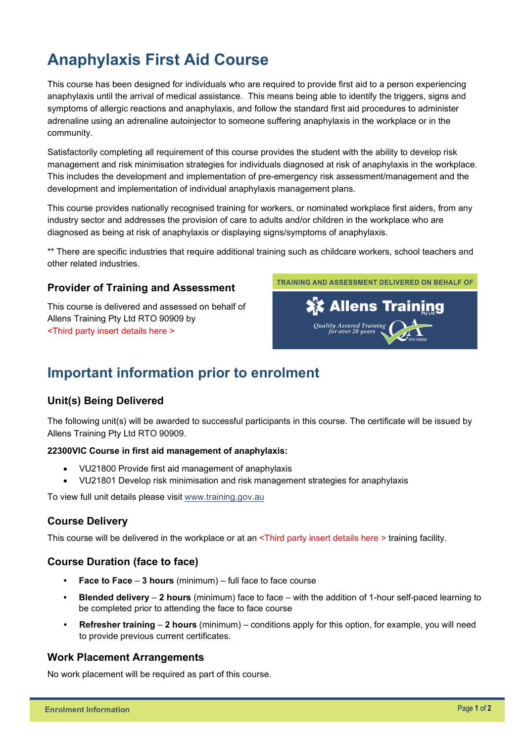# Anaphylaxis First Aid Course

This course has been designed for individuals who are required to provide first aid to a person experiencing anaphylaxis until the arrival of medical assistance. This means being able to identify the triggers, signs and symptoms of allergic reactions and anaphylaxis, and follow the standard first aid procedures to administer adrenaline using an adrenaline autoinjector to someone suffering anaphylaxis in the workplace or in the community.

Satisfactorily completing all requirement of this course provides the student with the ability to develop risk management and risk minimisation strategies for individuals diagnosed at risk of anaphylaxis in the workplace. This includes the development and implementation of pre-emergency risk assessment/management and the development and implementation of individual anaphylaxis management plans.

This course provides nationally recognised training for workers, or nominated workplace first aiders, from any industry sector and addresses the provision of care to adults and/or children in the workplace who are diagnosed as being at risk of anaphylaxis or displaying signs/symptoms of anaphylaxis.

** There are specific industries that require additional training such as childcare workers, school teachers and other related industries.

### Provider of Training and Assessment

This course is delivered and assessed on behalf of Allens Training Pty Ltd RTO 90909 by
<Third party insert details here >

TRAINING AND ASSESSMENT DELIVERED ON BEHALF OF

Allens Training Pty Ltd

Quality Assured Training for over 20 years

RTO 90909

## Important information prior to enrolment

### Unit(s) Being Delivered

The following unit(s) will be awarded to successful participants in this course. The certificate will be issued by Allens Training Pty Ltd RTO 90909.

**22300VIC Course in first aid management of anaphylaxis:**

- VU21800 Provide first aid management of anaphylaxis
- VU21801 Develop risk minimisation and risk management strategies for anaphylaxis

To view full unit details please visit www.training.gov.au

### Course Delivery

This course will be delivered in the workplace or at an <Third party insert details here > training facility.

### Course Duration (face to face)

- **Face to Face** – **3 hours** (minimum) – full face to face course
- **Blended delivery** – **2 hours** (minimum) face to face – with the addition of 1-hour self-paced learning to be completed prior to attending the face to face course
- **Refresher training** – **2 hours** (minimum) – conditions apply for this option, for example, you will need to provide previous current certificates.

### Work Placement Arrangements

No work placement will be required as part of this course.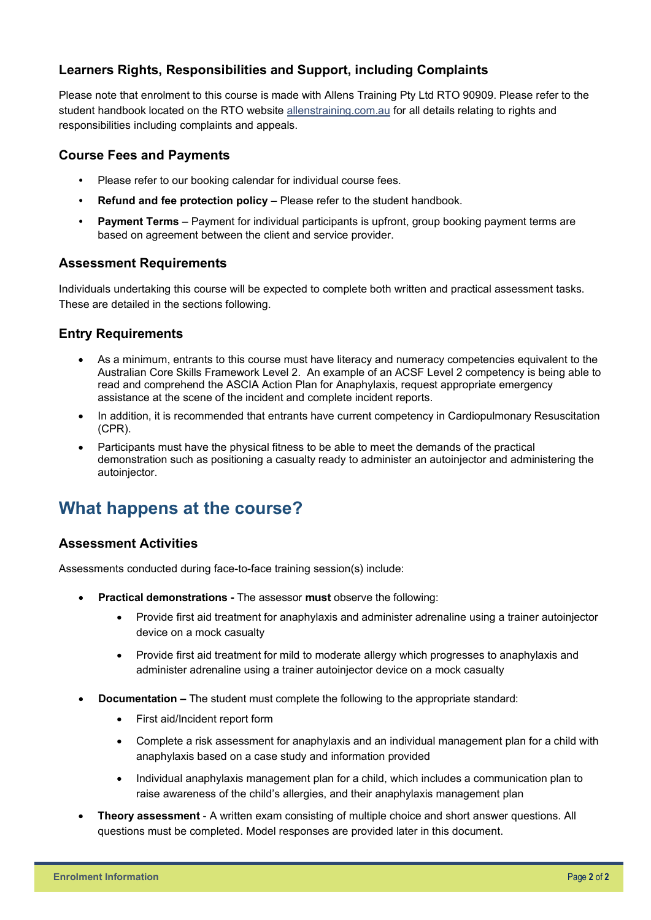### Learners Rights, Responsibilities and Support, including Complaints

Please note that enrolment to this course is made with Allens Training Pty Ltd RTO 90909. Please refer to the student handbook located on the RTO website allenstraining.com.au for all details relating to rights and responsibilities including complaints and appeals.

### Course Fees and Payments

- Please refer to our booking calendar for individual course fees.
- **Refund and fee protection policy** – Please refer to the student handbook.
- **Payment Terms** – Payment for individual participants is upfront, group booking payment terms are based on agreement between the client and service provider.

### Assessment Requirements

Individuals undertaking this course will be expected to complete both written and practical assessment tasks. These are detailed in the sections following.

### Entry Requirements

- As a minimum, entrants to this course must have literacy and numeracy competencies equivalent to the Australian Core Skills Framework Level 2. An example of an ACSF Level 2 competency is being able to read and comprehend the ASCIA Action Plan for Anaphylaxis, request appropriate emergency assistance at the scene of the incident and complete incident reports.
- In addition, it is recommended that entrants have current competency in Cardiopulmonary Resuscitation (CPR).
- Participants must have the physical fitness to be able to meet the demands of the practical demonstration such as positioning a casualty ready to administer an autoinjector and administering the autoinjector.

## What happens at the course?

### Assessment Activities

Assessments conducted during face-to-face training session(s) include:

- **Practical demonstrations -** The assessor **must** observe the following:
  - Provide first aid treatment for anaphylaxis and administer adrenaline using a trainer autoinjector device on a mock casualty
  - Provide first aid treatment for mild to moderate allergy which progresses to anaphylaxis and administer adrenaline using a trainer autoinjector device on a mock casualty
- **Documentation –** The student must complete the following to the appropriate standard:
  - First aid/Incident report form
  - Complete a risk assessment for anaphylaxis and an individual management plan for a child with anaphylaxis based on a case study and information provided
  - Individual anaphylaxis management plan for a child, which includes a communication plan to raise awareness of the child's allergies, and their anaphylaxis management plan
- **Theory assessment** - A written exam consisting of multiple choice and short answer questions. All questions must be completed. Model responses are provided later in this document.